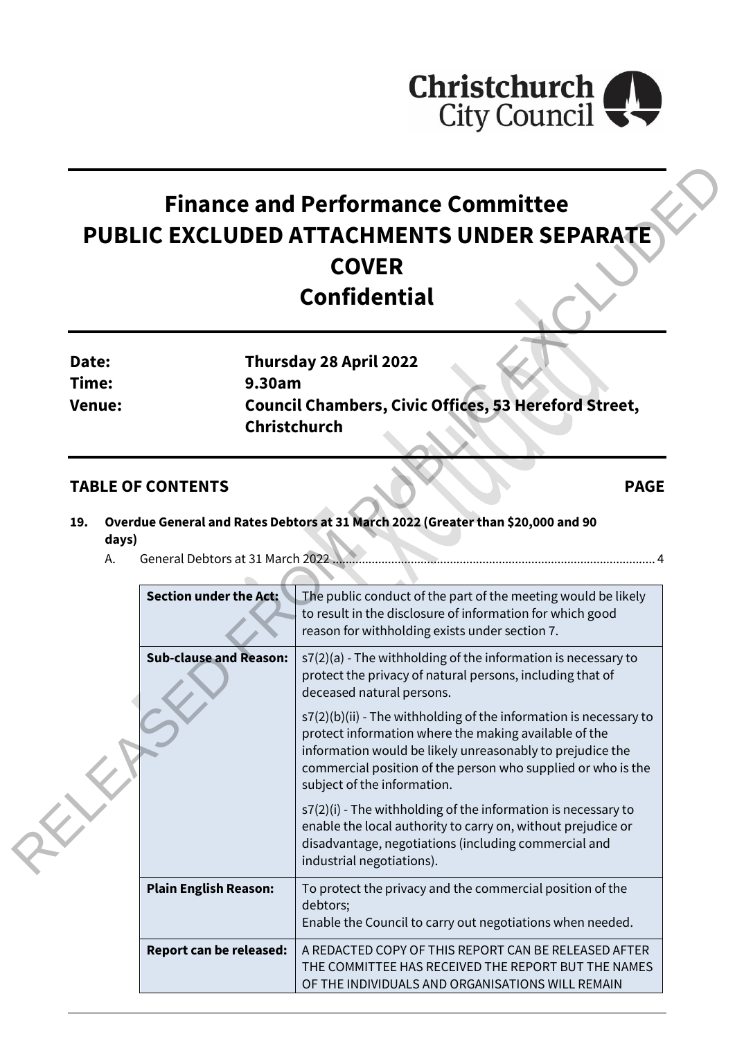# Finance and Performance Committee
# PUBLIC EXCLUDED ATTACHMENTS UNDER SEPARATE COVER
# Confidential

| | |
|---|---|
| **Date:** | **Thursday 28 April 2022** |
| **Time:** | **9.30am** |
| **Venue:** | **Council Chambers, Civic Offices, 53 Hereford Street, Christchurch** |

## TABLE OF CONTENTS PAGE

**19. Overdue General and Rates Debtors at 31 March 2022 (Greater than $20,000 and 90 days)**

A. General Debtors at 31 March 2022 .................................................................................................. 4

| **Section under the Act:** | The public conduct of the part of the meeting would be likely to result in the disclosure of information for which good reason for withholding exists under section 7. |
|---|---|
| **Sub-clause and Reason:** | s7(2)(a) - The withholding of the information is necessary to protect the privacy of natural persons, including that of deceased natural persons.<br><br>s7(2)(b)(ii) - The withholding of the information is necessary to protect information where the making available of the information would be likely unreasonably to prejudice the commercial position of the person who supplied or who is the subject of the information.<br><br>s7(2)(i) - The withholding of the information is necessary to enable the local authority to carry on, without prejudice or disadvantage, negotiations (including commercial and industrial negotiations). |
| **Plain English Reason:** | To protect the privacy and the commercial position of the debtors;<br>Enable the Council to carry out negotiations when needed. |
| **Report can be released:** | A REDACTED COPY OF THIS REPORT CAN BE RELEASED AFTER THE COMMITTEE HAS RECEIVED THE REPORT BUT THE NAMES OF THE INDIVIDUALS AND ORGANISATIONS WILL REMAIN |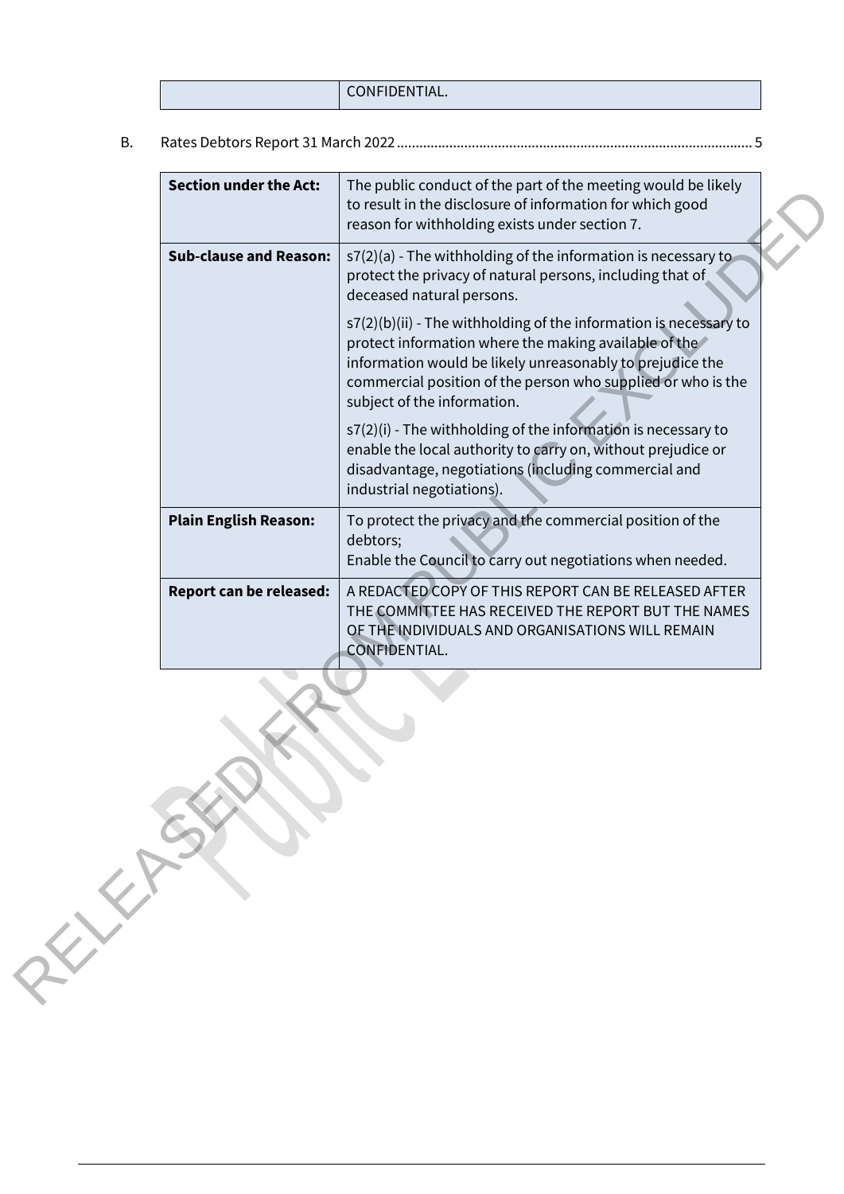| | CONFIDENTIAL. |
| --- | --- |

B. Rates Debtors Report 31 March 2022 ............................................................................................ 5

| **Section under the Act:** | The public conduct of the part of the meeting would be likely to result in the disclosure of information for which good reason for withholding exists under section 7. |
| --- | --- |
| **Sub-clause and Reason:** | s7(2)(a) - The withholding of the information is necessary to protect the privacy of natural persons, including that of deceased natural persons.<br><br>s7(2)(b)(ii) - The withholding of the information is necessary to protect information where the making available of the information would be likely unreasonably to prejudice the commercial position of the person who supplied or who is the subject of the information.<br><br>s7(2)(i) - The withholding of the information is necessary to enable the local authority to carry on, without prejudice or disadvantage, negotiations (including commercial and industrial negotiations). |
| **Plain English Reason:** | To protect the privacy and the commercial position of the debtors;<br>Enable the Council to carry out negotiations when needed. |
| **Report can be released:** | A REDACTED COPY OF THIS REPORT CAN BE RELEASED AFTER THE COMMITTEE HAS RECEIVED THE REPORT BUT THE NAMES OF THE INDIVIDUALS AND ORGANISATIONS WILL REMAIN CONFIDENTIAL. |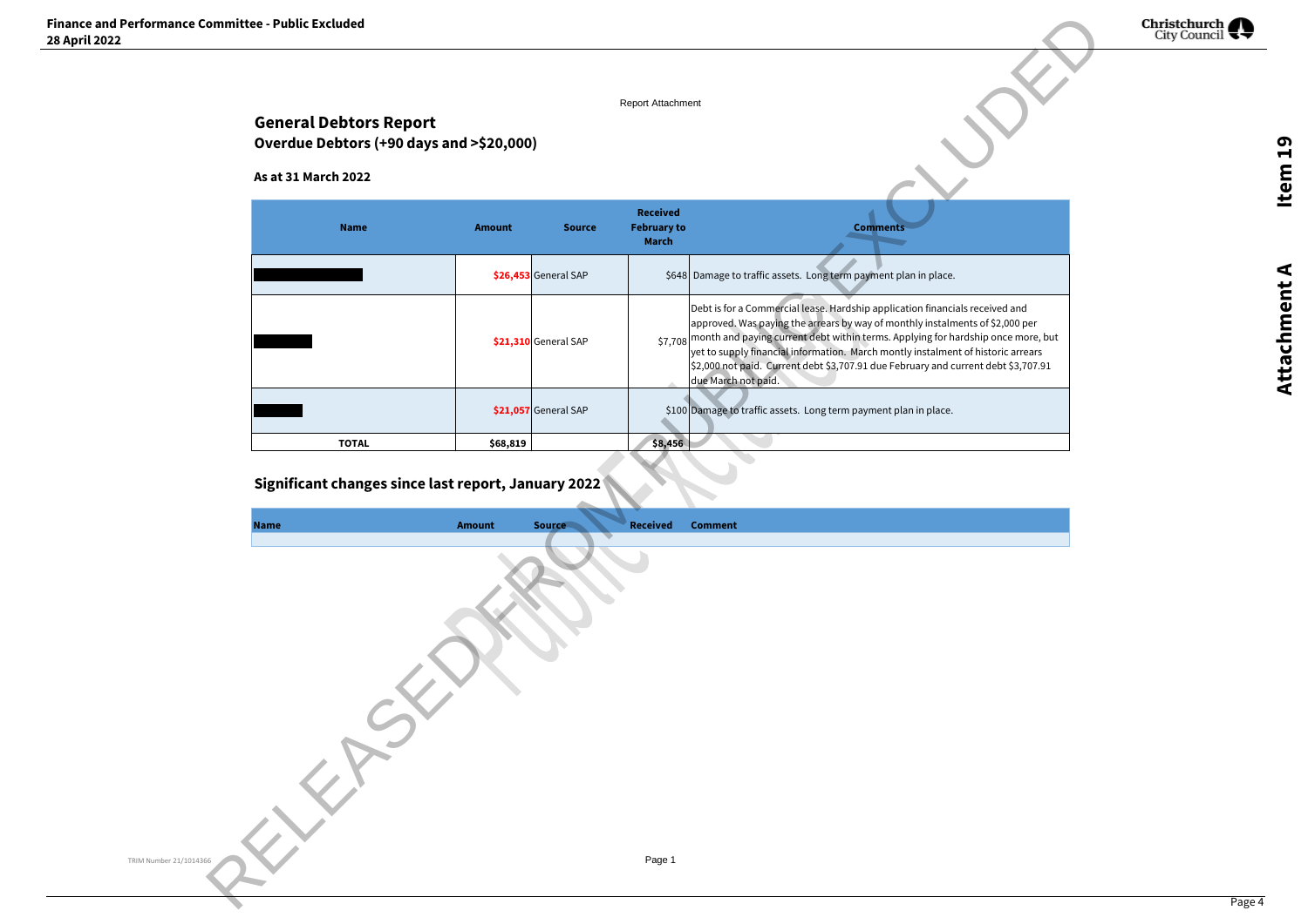Report Attachment

## General Debtors Report

### Overdue Debtors (+90 days and >$20,000)

**As at 31 March 2022**

| Name | Amount | Source | Received February to March | Comments |
|---|---|---|---|---|
| ████████ | $26,453 | General SAP | $648 | Damage to traffic assets. Long term payment plan in place. |
| ████ | $21,310 | General SAP | $7,708 | Debt is for a Commercial lease. Hardship application financials received and approved. Was paying the arrears by way of monthly instalments of $2,000 per month and paying current debt within terms. Applying for hardship once more, but yet to supply financial information. March montly instalment of historic arrears $2,000 not paid. Current debt $3,707.91 due February and current debt $3,707.91 due March not paid. |
| ███ | $21,057 | General SAP | $100 | Damage to traffic assets. Long term payment plan in place. |
| **TOTAL** | **$68,819** | | **$8,456** | |

### Significant changes since last report, January 2022

| Name | Amount | Source | Received | Comment |
|---|---|---|---|---|
| | | | | |

TRIM Number 21/1014366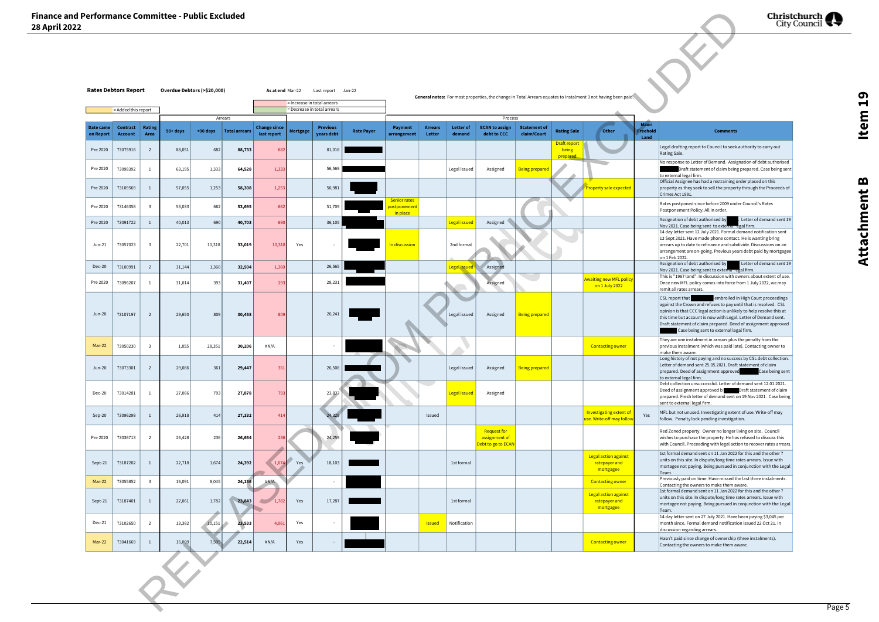**Finance and Performance Committee - Public Excluded**
**28 April 2022**

**Item 19**

**Attachment B**

**Rates Debtors Report** &nbsp;&nbsp; **Overdue Debtors (>$20,000)** &nbsp;&nbsp; **As at end** Mar-22 &nbsp;&nbsp; Last report Jan-22

= Added this report

= Increase in total arrears

= Decrease in total arrears

**General notes:** For most properties, the change in Total Arrears equates to Instalment 3 not having been paid.

| | | | Arrears | | | | | | | Process | | | | | | | | |
|---|---|---|---|---|---|---|---|---|---|---|---|---|---|---|---|---|---|---|
| **Date came on Report** | **Contract Account** | **Rating Area** | **90+ days** | **<90 days** | **Total arrears** | **Change since last report** | **Mortgage** | **Previous years debt** | **Rate Payer** | **Payment arrangement** | **Arrears Letter** | **Letter of demand** | **ECAN to assign debt to CCC** | **Statement of claim/Court** | **Rating Sale** | **Other** | **Maori Freehold Land** | **Comments** |
| Pre 2020 | 73075916 | 2 | 88,051 | 682 | **88,733** | 682 | | 81,016 | | | | | | | Draft report being prepared | | | Legal drafting report to Council to seek authority to carry out Rating Sale. |
| Pre 2020 | 73098392 | 1 | 63,195 | 1,333 | **64,528** | 1,333 | | 56,569 | | | | Legal issued | Assigned | Being prepared | | | | No response to Letter of Demand. Assignation of debt authorised Draft statement of claim being prepared. Case being sent to external legal firm. |
| Pre 2020 | 73109569 | 1 | 57,055 | 1,253 | **58,308** | 1,253 | | 50,981 | | | | | | | | Property sale expected | | Official Assignee has had a restraining order placed on this property as they seek to sell the property through the Proceeds of Crimes Act 1991. |
| Pre 2020 | 73146358 | 3 | 53,033 | 662 | **53,695** | 662 | | 51,709 | | Senior rates postponement in place | | | | | | | | Rates postponed since before 2009 under Council's Rates Postponement Policy. All in order. |
| Pre 2020 | 73091722 | 1 | 40,013 | 690 | **40,703** | 690 | | 36,105 | | | | Legal issued | Assigned | | | | | Assignation of debt authorised by Letter of demand sent 19 Nov 2021. Case being sent to external legal firm. |
| Jun-21 | 73057023 | 3 | 22,701 | 10,318 | **33,019** | 10,318 | Yes | - | | In discussion | | 2nd formal | | | | | | 14 day letter sent 12 July 2021. Formal demand notification sent 13 Sept 2021. Have made phone contact. He is wanting bring arrears up to date to refinance and subdivide. Discussions on an arrangement are on-going. Previous years debt paid by mortgagee on 1 Feb 2022. |
| Dec-20 | 73100991 | 2 | 31,144 | 1,360 | **32,504** | 1,360 | | 26,565 | | | | Legal issued | Assigned | | | | | Assignation of debt authorised by Letter of demand sent 19 Nov 2021. Case being sent to external legal firm. |
| Pre 2020 | 73096207 | 1 | 31,014 | 393 | **31,407** | 293 | | 28,231 | | | | | Assigned | | | Awaiting new MFL policy on 1 July 2022 | | This is "1967 land". In discussion with owners about extent of use. Once new MFL policy comes into force from 1 July 2022, we may remit all rates arrears. |
| Jun-20 | 73107197 | 2 | 29,650 | 809 | **30,458** | 809 | | 26,241 | | | | Legal issued | Assigned | Being prepared | | | | CSL report that embroiled in High Court proceedings against the Crown and refuses to pay until that is resolved. CSL opinion is that CCC legal action is unlikely to help resolve this at this time but account is now with Legal. Letter of Demand sent. Draft statement of claim prepared. Deed of assignment approved Case being sent to external legal firm. |
| Mar-22 | 73050230 | 3 | 1,855 | 28,351 | **30,206** | #N/A | | - | | | | | | | | Contacting owner | | They are one instalment in arrears plus the penalty from the previous instalment (which was paid late). Contacting owner to make them aware. |
| Jun-20 | 73073301 | 2 | 29,086 | 361 | **29,447** | 361 | | 26,508 | | | | Legal issued | Assigned | Being prepared | | | | Long history of not paying and no success by CSL debt collection. Letter of demand sent 25.05.2021. Draft statement of claim prepared. Deed of assignment approved Case being sent to external legal firm. |
| Dec-20 | 73014281 | 1 | 27,086 | 793 | **27,878** | 793 | | 23,832 | | | | Legal issued | Assigned | | | | | Debt collection unsuccessful. Letter of demand sent 12.01.2021. Deed of assignment approved b Draft statement of claim prepared. Fresh letter of demand sent on 19 Nov 2021. Case being sent to external legal firm. |
| Sep-20 | 73096298 | 1 | 26,918 | 414 | **27,332** | 414 | | 24,329 | | | Issued | | | | | Investigating extent of use. Write-off may follow | Yes | MFL but not unused. Investigating extent of use. Write-off may follow. Penalty lock pending investigation. |
| Pre 2020 | 73036713 | 2 | 26,428 | 236 | **26,664** | 236 | | 24,259 | | | | | Request for assignment of Debt to go to ECAN | | | | | Red Zoned property. Owner no longer living on site. Council wishes to purchase the property. He has refused to discuss this with Council. Proceeding with legal action to recover rates arrears. |
| Sept-21 | 73187202 | 1 | 22,718 | 1,674 | **24,392** | 1,674 | Yes | 18,103 | | | | 1st formal | | | | Legal action against ratepayer and mortgagee | | 1st formal demand sent on 11 Jan 2022 for this and the other 7 units on this site. In dispute/long time rates arrears. Issue with mortgagee not paying. Being pursued in conjunction with the Legal Team. |
| Mar-22 | 73055852 | 3 | 16,091 | 8,045 | **24,136** | #N/A | | - | | | | | | | | Contacting owner | | Previously paid on time. Have missed the last three instalments. Contacting the owners to make them aware. |
| Sept-21 | 73187401 | 1 | 22,061 | 1,782 | **23,843** | 1,782 | Yes | 17,287 | | | | 1st formal | | | | Legal action against ratepayer and mortgagee | | 1st formal demand sent on 11 Jan 2022 for this and the other 7 units on this site. In dispute/long time rates arrears. Issue with mortgagee not paying. Being pursued in conjunction with the Legal Team. |
| Dec-21 | 73102650 | 2 | 13,382 | 10,151 | **23,533** | 4,061 | Yes | - | | | Issued | Notification | | | | | | 14 day letter sent on 27 July 2021. Have been paying $3,045 per month since. Formal demand notification issued 22 Oct 21. In discussion regarding arrears. |
| Mar-22 | 73041669 | 1 | 15,009 | 7,505 | **22,514** | #N/A | Yes | - | | | | | | | | Contacting owner | | Hasn't paid since change of ownership (three instalments). Contacting the owners to make them aware. |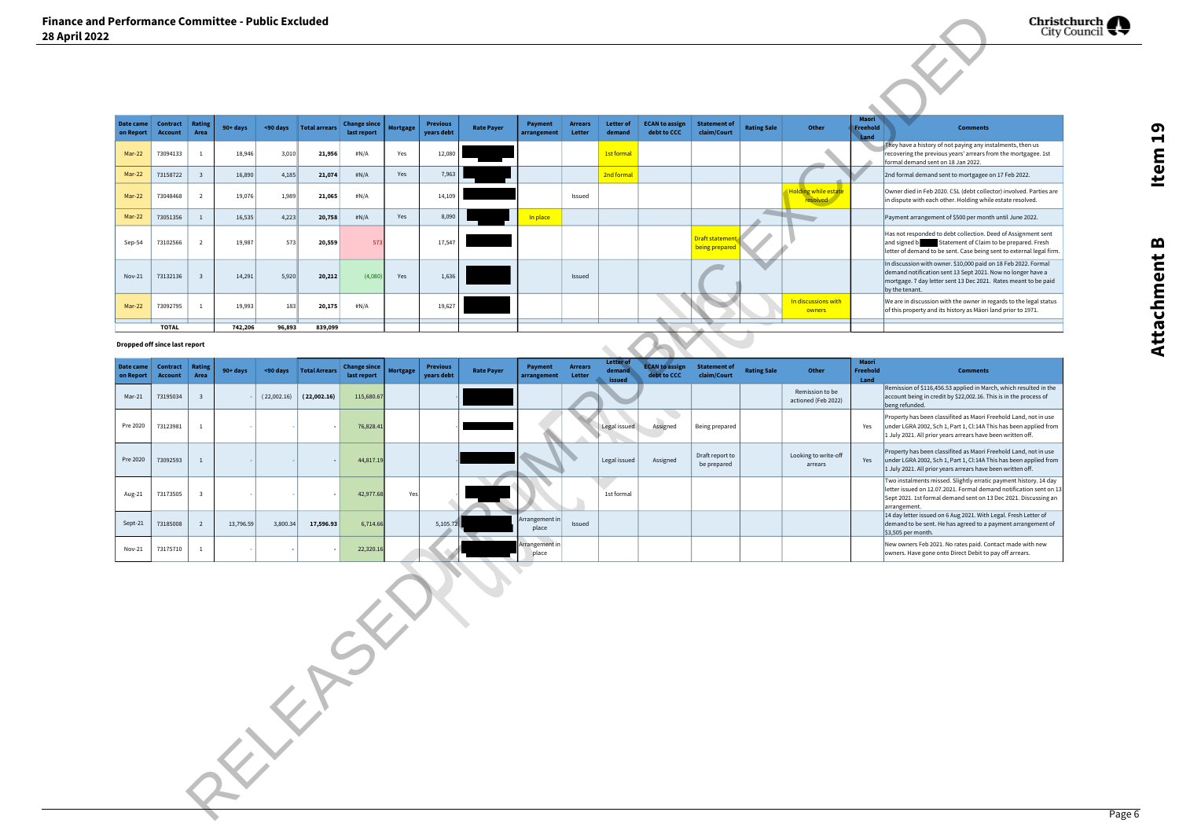| Date came on Report | Contract Account | Rating Area | 90+ days | <90 days | Total arrears | Change since last report | Mortgage | Previous years debt | Rate Payer | Payment arrangement | Arrears Letter | Letter of demand | ECAN to assign debt to CCC | Statement of claim/Court | Rating Sale | Other | Maori Freehold Land | Comments |
|---|---|---|---|---|---|---|---|---|---|---|---|---|---|---|---|---|---|---|
| Mar-22 | 73094133 | 1 | 18,946 | 3,010 | 21,956 | #N/A | Yes | 12,080 | | | | 1st formal | | | | | | They have a history of not paying any instalments, then us recovering the previous years' arrears from the mortgagee. 1st formal demand sent on 18 Jan 2022. |
| Mar-22 | 73158722 | 3 | 16,890 | 4,185 | 21,074 | #N/A | Yes | 7,963 | | | | 2nd formal | | | | | | 2nd formal demand sent to mortgagee on 17 Feb 2022. |
| Mar-22 | 73048468 | 2 | 19,076 | 1,989 | 21,065 | #N/A | | 14,109 | | | Issued | | | | | Holding while estate resolved | | Owner died in Feb 2020. CSL (debt collector) involved. Parties are in dispute with each other. Holding while estate resolved. |
| Mar-22 | 73051356 | 1 | 16,535 | 4,223 | 20,758 | #N/A | Yes | 8,090 | | In place | | | | | | | | Payment arrangement of $500 per month until June 2022. |
| Sep-54 | 73102566 | 2 | 19,987 | 573 | 20,559 | 573 | | 17,547 | | | | | | Draft statement being prepared | | | | Has not responded to debt collection. Deed of Assignment sent and signed b[redacted] Statement of Claim to be prepared. Fresh letter of demand to be sent. Case being sent to external legal firm. |
| Nov-21 | 73132136 | 3 | 14,291 | 5,920 | 20,212 | (4,080) | Yes | 1,636 | | | Issued | | | | | | | In discussion with owner. $10,000 paid on 18 Feb 2022. Formal demand notification sent 13 Sept 2021. Now no longer have a mortgage. 7 day letter sent 13 Dec 2021. Rates meant to be paid by the tenant. |
| Mar-22 | 73092795 | 1 | 19,993 | 183 | 20,175 | #N/A | | 19,627 | | | | | | | | In discussions with owners | | We are in discussion with the owner in regards to the legal status of this property and its history as Māori land prior to 1971. |
| | TOTAL | | 742,206 | 96,893 | 839,099 | | | | | | | | | | | | | |

**Dropped off since last report**

| Date came on Report | Contract Account | Rating Area | 90+ days | <90 days | Total Arrears | Change since last report | Mortgage | Previous years debt | Rate Payer | Payment arrangement | Arrears Letter | Letter of demand issued | ECAN to assign debt to CCC | Statement of claim/Court | Rating Sale | Other | Maori Freehold Land | Comments |
|---|---|---|---|---|---|---|---|---|---|---|---|---|---|---|---|---|---|---|
| Mar-21 | 73195034 | 3 | - | (22,002.16) | (22,002.16) | 115,680.67 | | - | | | | | | | | Remission to be actioned (Feb 2022) | | Remission of $116,456.53 applied in March, which resulted in the account being in credit by $22,002.16. This is in the process of beng refunded. |
| Pre 2020 | 73123981 | 1 | - | - | - | 76,828.41 | | - | | | | Legal issued | Assigned | Being prepared | | | Yes | Property has been classifited as Maori Freehold Land, not in use under LGRA 2002, Sch 1, Part 1, Cl:14A This has been applied from 1 July 2021. All prior years arrears have been written off. |
| Pre 2020 | 73092593 | 1 | - | - | - | 44,817.19 | | | | | | Legal issued | Assigned | Draft report to be prepared | | Looking to write-off arrears | Yes | Property has been classifited as Maori Freehold Land, not in use under LGRA 2002, Sch 1, Part 1, Cl:14A This has been applied from 1 July 2021. All prior years arrears have been written off. |
| Aug-21 | 73173505 | 3 | - | - | - | 42,977.68 | Yes | | | | | 1st formal | | | | | | Two instalments missed. Slightly erratic payment history. 14 day letter issued on 12.07.2021. Formal demand notification sent on 13 Sept 2021. 1st formal demand sent on 13 Dec 2021. Discussing an arrangement. |
| Sept-21 | 73185008 | 2 | 13,796.59 | 3,800.34 | 17,596.93 | 6,714.66 | | 5,105.72 | | Arrangement in place | Issued | | | | | | | 14 day letter issued on 6 Aug 2021. With Legal. Fresh Letter of demand to be sent. He has agreed to a payment arrangement of $3,505 per month. |
| Nov-21 | 73175710 | 1 | - | - | - | 22,320.16 | | | | Arrangement in place | | | | | | | | New owners Feb 2021. No rates paid. Contact made with new owners. Have gone onto Direct Debit to pay off arrears. |